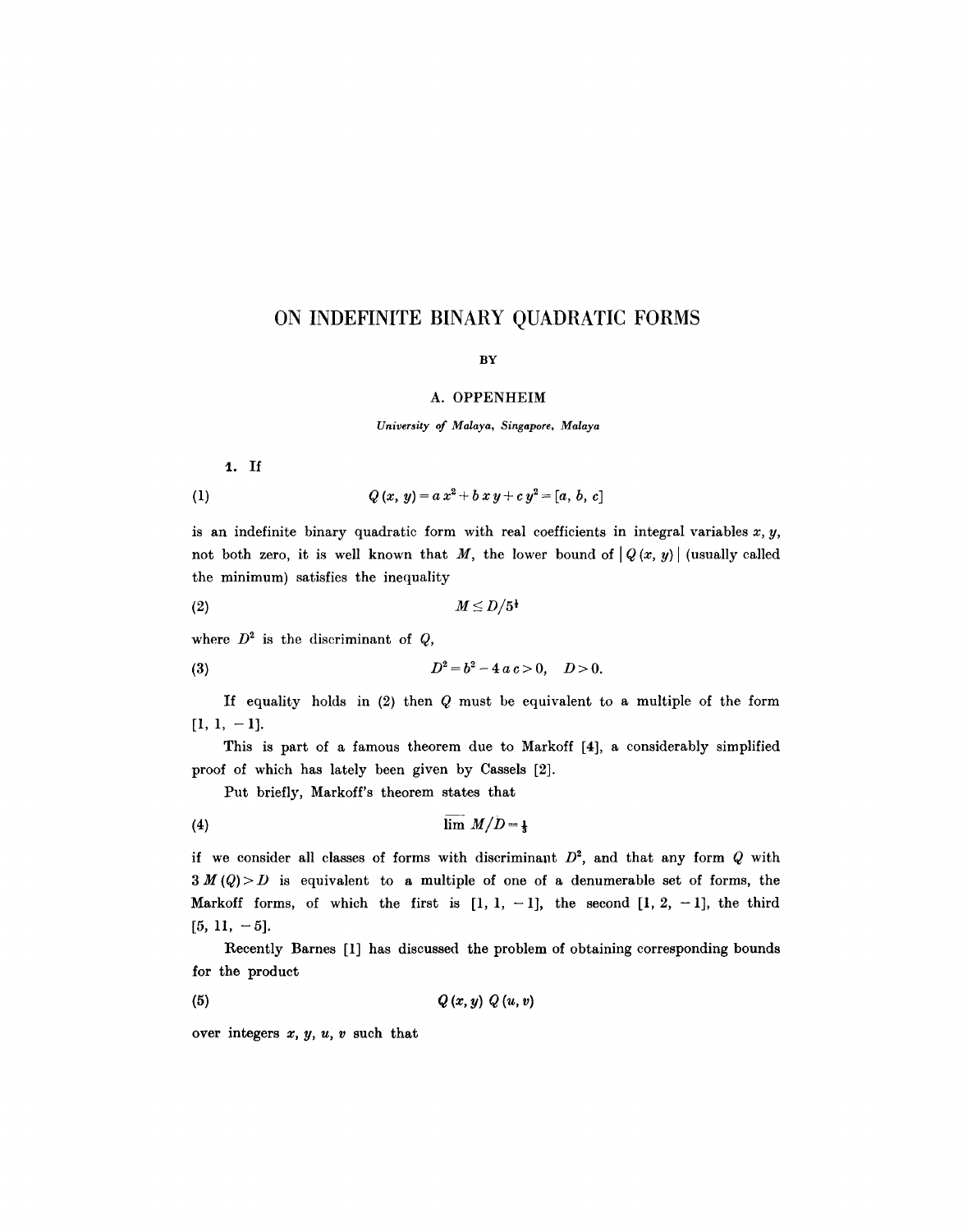# ON INDEFINITE BINARY QUADRATIC FORMS

BY

A. OPPENHEIM

*University of Malaya, Singapore, Malaya*

**1.** If

$$Q(x, y) = a x^2 + b x y + c y^2 = [a, b, c] \tag{1}$$

is an indefinite binary quadratic form with real coefficients in integral variables $x, y$, not both zero, it is well known that $M$, the lower bound of $|Q(x, y)|$ (usually called the minimum) satisfies the inequality

$$M \leq D/5^{\frac{1}{2}} \tag{2}$$

where $D^2$ is the discriminant of $Q$,

$$D^2 = b^2 - 4ac > 0, \quad D > 0. \tag{3}$$

If equality holds in (2) then $Q$ must be equivalent to a multiple of the form $[1, 1, -1]$.

This is part of a famous theorem due to Markoff [4], a considerably simplified proof of which has lately been given by Cassels [2].

Put briefly, Markoff's theorem states that

$$\overline{\lim}\, M/D = \tfrac{1}{3} \tag{4}$$

if we consider all classes of forms with discriminant $D^2$, and that any form $Q$ with $3M(Q) > D$ is equivalent to a multiple of one of a denumerable set of forms, the Markoff forms, of which the first is $[1, 1, -1]$, the second $[1, 2, -1]$, the third $[5, 11, -5]$.

Recently Barnes [1] has discussed the problem of obtaining corresponding bounds for the product

$$Q(x, y)\, Q(u, v) \tag{5}$$

over integers $x, y, u, v$ such that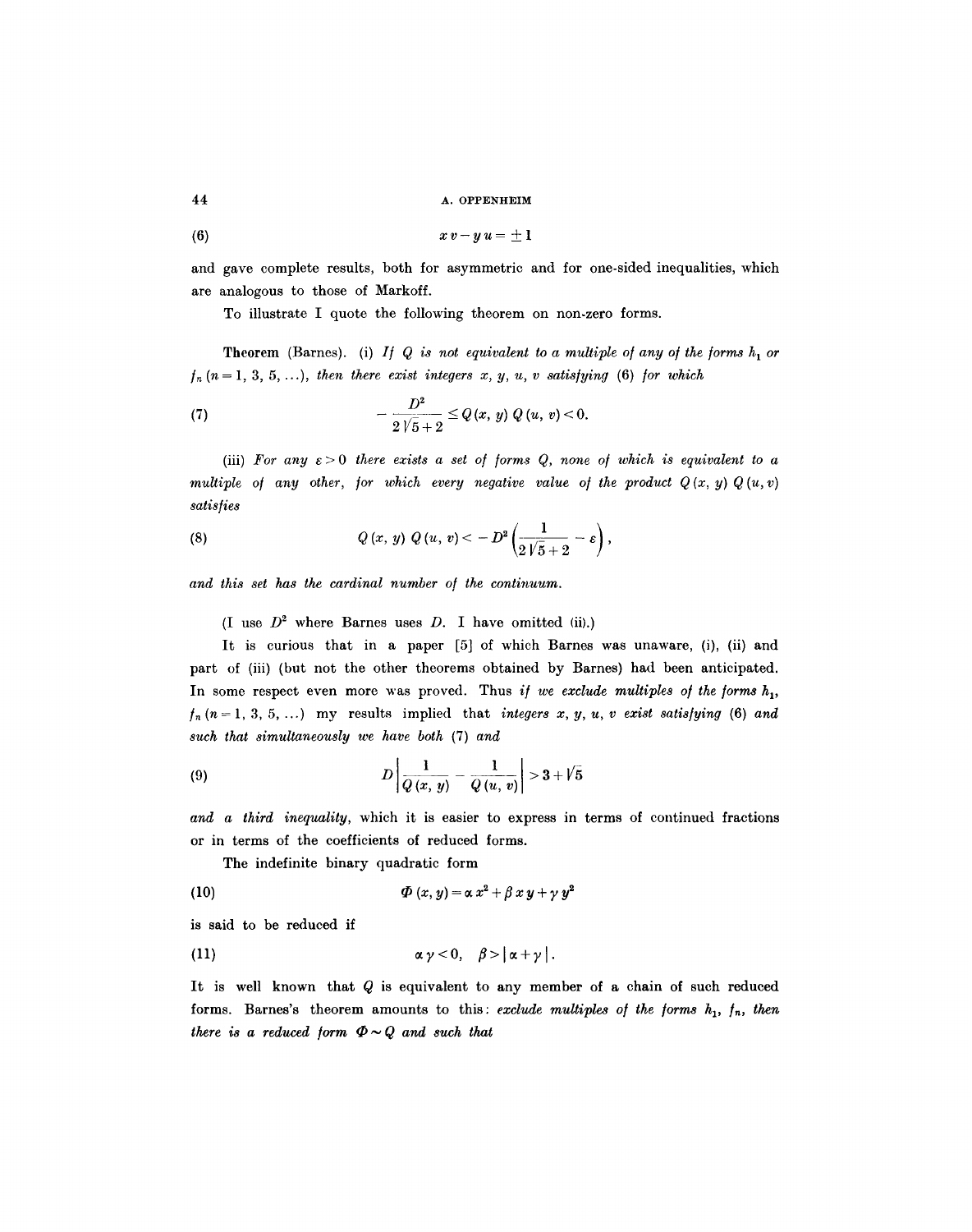$$(6) \qquad xv - yu = \pm 1$$

and gave complete results, both for asymmetric and for one-sided inequalities, which are analogous to those of Markoff.

To illustrate I quote the following theorem on non-zero forms.

**Theorem** (Barnes). (i) *If $Q$ is not equivalent to a multiple of any of the forms $h_1$ or $f_n$ $(n = 1, 3, 5, \ldots)$, then there exist integers $x, y, u, v$ satisfying* (6) *for which*

$$(7) \qquad -\frac{D^2}{2\sqrt{5}+2} \leq Q(x, y)\, Q(u, v) < 0.$$

(iii) *For any $\varepsilon > 0$ there exists a set of forms $Q$, none of which is equivalent to a multiple of any other, for which every negative value of the product $Q(x, y)\, Q(u, v)$ satisfies*

$$(8) \qquad Q(x, y)\, Q(u, v) < -D^2 \left( \frac{1}{2\sqrt{5}+2} - \varepsilon \right),$$

*and this set has the cardinal number of the continuum.*

(I use $D^2$ where Barnes uses $D$. I have omitted (ii).)

It is curious that in a paper [5] of which Barnes was unaware, (i), (ii) and part of (iii) (but not the other theorems obtained by Barnes) had been anticipated. In some respect even more was proved. Thus *if we exclude multiples of the forms $h_1$, $f_n$ $(n = 1, 3, 5, \ldots)$* my results implied that *integers $x, y, u, v$ exist satisfying* (6) *and such that simultaneously we have both* (7) *and*

$$(9) \qquad D \left| \frac{1}{Q(x, y)} - \frac{1}{Q(u, v)} \right| > 3 + \sqrt{5}$$

*and a third inequality*, which it is easier to express in terms of continued fractions or in terms of the coefficients of reduced forms.

The indefinite binary quadratic form

$$(10) \qquad \Phi(x, y) = \alpha x^2 + \beta x y + \gamma y^2$$

is said to be reduced if

$$(11) \qquad \alpha \gamma < 0, \quad \beta > |\alpha + \gamma|.$$

It is well known that $Q$ is equivalent to any member of a chain of such reduced forms. Barnes's theorem amounts to this: *exclude multiples of the forms $h_1$, $f_n$, then there is a reduced form $\Phi \sim Q$ and such that*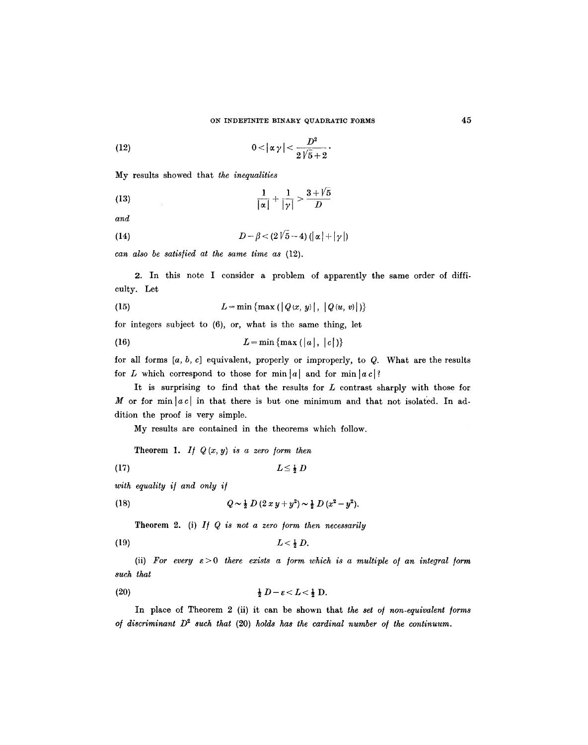$$0 < |\alpha \gamma| < \frac{D^2}{2\sqrt{5}+2}. \tag{12}$$

My results showed that *the inequalities*

$$\frac{1}{|\alpha|} + \frac{1}{|\gamma|} > \frac{3+\sqrt{5}}{D} \tag{13}$$

*and*

$$D - \beta < (2\sqrt{5} - 4)(|\alpha| + |\gamma|) \tag{14}$$

*can also be satisfied at the same time as* (12).

**2.** In this note I consider a problem of apparently the same order of difficulty. Let

$$L = \min \{\max (|Q(x, y)|, |Q(u, v)|)\} \tag{15}$$

for integers subject to (6), or, what is the same thing, let

$$L = \min \{\max (|a|, |c|)\} \tag{16}$$

for all forms $[a, b, c]$ equivalent, properly or improperly, to $Q$. What are the results for $L$ which correspond to those for $\min |a|$ and for $\min |a c|$?

It is surprising to find that the results for $L$ contrast sharply with those for $M$ or for $\min |a c|$ in that there is but one minimum and that not isolated. In addition the proof is very simple.

My results are contained in the theorems which follow.

**Theorem 1.** *If $Q(x, y)$ is a zero form then*

$$L \leq \tfrac{1}{2} D \tag{17}$$

*with equality if and only if*

$$Q \sim \tfrac{1}{2} D (2xy + y^2) \sim \tfrac{1}{2} D (x^2 - y^2). \tag{18}$$

**Theorem 2.** (i) *If $Q$ is not a zero form then necessarily*

$$L < \tfrac{1}{2} D. \tag{19}$$

(ii) *For every $\varepsilon > 0$ there exists a form which is a multiple of an integral form such that*

$$\tfrac{1}{2} D - \varepsilon < L < \tfrac{1}{2} D. \tag{20}$$

In place of Theorem 2 (ii) it can be shown that *the set of non-equivalent forms of discriminant $D^2$ such that* (20) *holds has the cardinal number of the continuum.*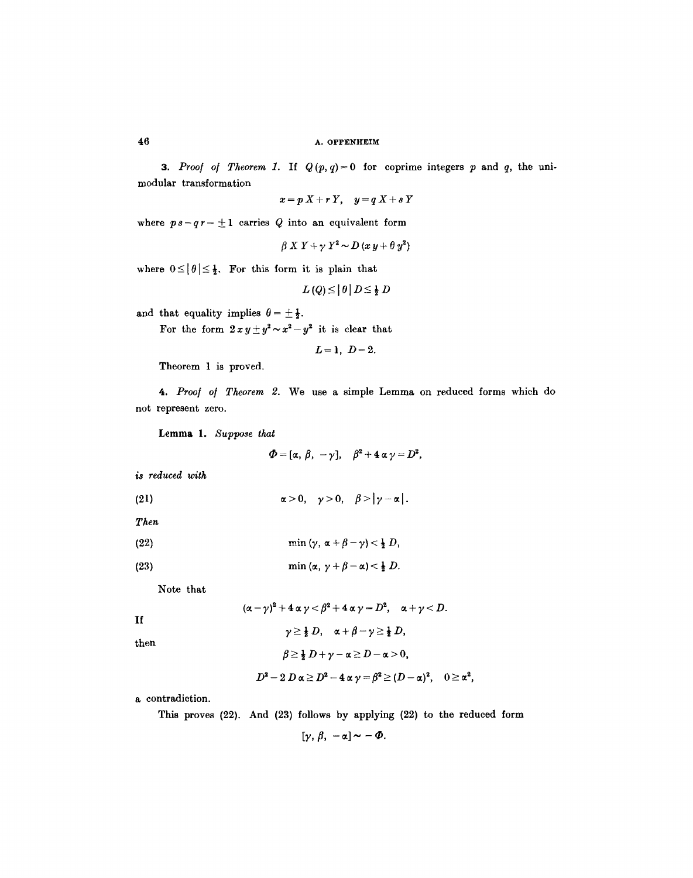**3.** *Proof of Theorem 1.* If $Q(p, q) = 0$ for coprime integers $p$ and $q$, the unimodular transformation

$$x = pX + rY, \quad y = qX + sY$$

where $ps - qr = \pm 1$ carries $Q$ into an equivalent form

$$\beta XY + \gamma Y^2 \sim D(xy + \theta y^2)$$

where $0 \leq |\theta| \leq \frac{1}{2}$. For this form it is plain that

$$L(Q) \leq |\theta| D \leq \tfrac{1}{2} D$$

and that equality implies $\theta = \pm \frac{1}{2}$.

For the form $2xy \pm y^2 \sim x^2 - y^2$ it is clear that

$$L = 1, \quad D = 2.$$

Theorem 1 is proved.

**4.** *Proof of Theorem 2.* We use a simple Lemma on reduced forms which do not represent zero.

**Lemma 1.** *Suppose that*

$$\Phi = [\alpha, \beta, -\gamma], \quad \beta^2 + 4\alpha\gamma = D^2,$$

*is reduced with*

$$\alpha > 0, \quad \gamma > 0, \quad \beta > |\gamma - \alpha|. \tag{21}$$

*Then*

$$\min(\gamma, \alpha + \beta - \gamma) < \tfrac{1}{2} D, \tag{22}$$

$$\min(\alpha, \gamma + \beta - \alpha) < \tfrac{1}{2} D. \tag{23}$$

Note that

$$(\alpha - \gamma)^2 + 4\alpha\gamma < \beta^2 + 4\alpha\gamma = D^2, \quad \alpha + \gamma < D.$$

If

$$\gamma \geq \tfrac{1}{2} D, \quad \alpha + \beta - \gamma \geq \tfrac{1}{2} D,$$

then

$$\beta \geq \tfrac{1}{2} D + \gamma - \alpha \geq D - \alpha > 0,$$

$$D^2 - 2D\alpha \geq D^2 - 4\alpha\gamma = \beta^2 \geq (D - \alpha)^2, \quad 0 \geq \alpha^2,$$

a contradiction.

This proves (22). And (23) follows by applying (22) to the reduced form

$$[\gamma, \beta, -\alpha] \sim -\Phi.$$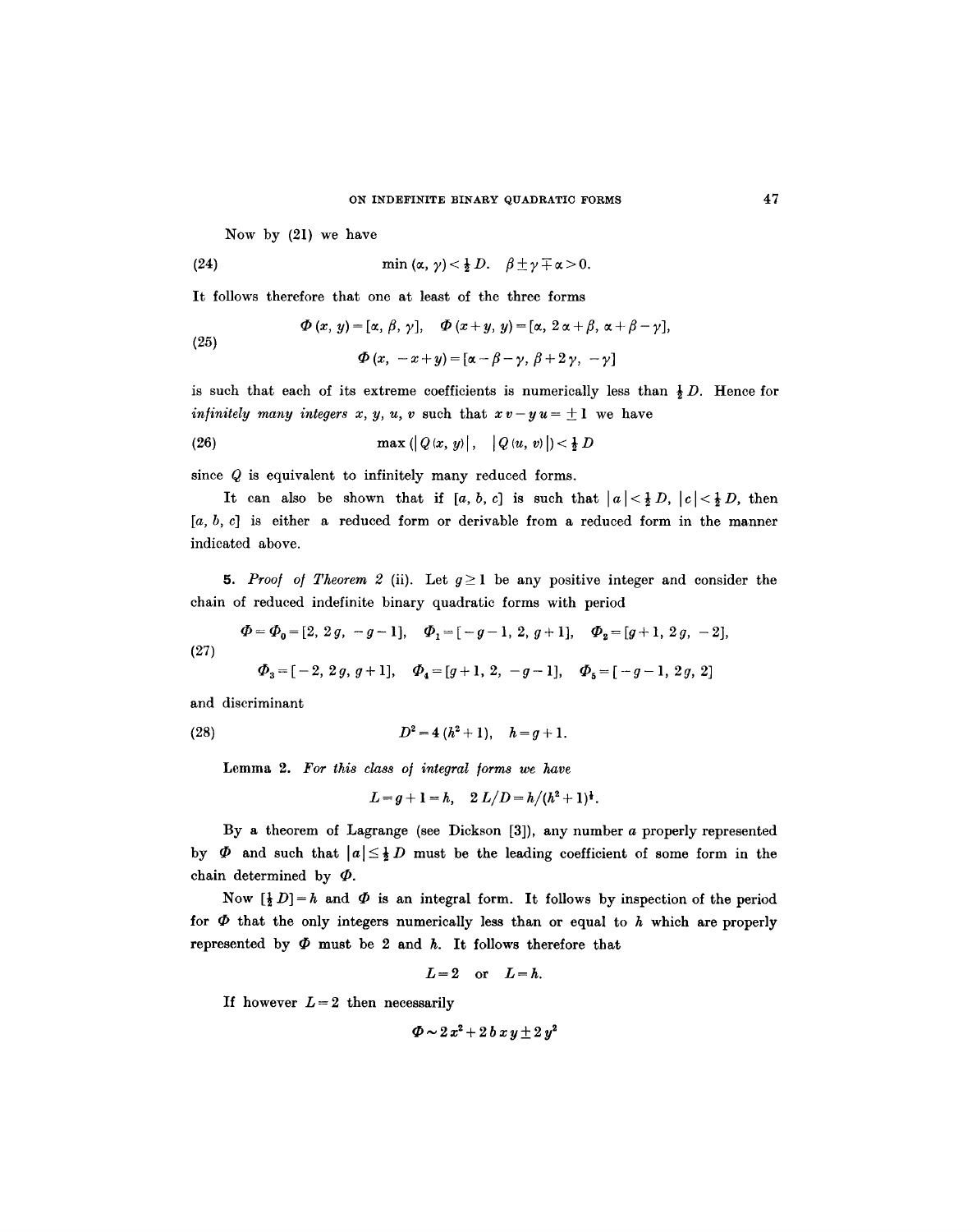Now by (21) we have

$$\min(\alpha, \gamma) < \tfrac{1}{2} D. \quad \beta \pm \gamma \mp \alpha > 0. \tag{24}$$

It follows therefore that one at least of the three forms

$$\Phi(x, y) = [\alpha, \beta, \gamma], \quad \Phi(x+y, y) = [\alpha, 2\alpha + \beta, \alpha + \beta - \gamma],$$
$$\Phi(x, -x+y) = [\alpha - \beta - \gamma, \beta + 2\gamma, -\gamma] \tag{25}$$

is such that each of its extreme coefficients is numerically less than $\frac{1}{2} D$. Hence for *infinitely many integers* $x, y, u, v$ such that $xv - yu = \pm 1$ we have

$$\max(|Q(x, y)|, \quad |Q(u, v)|) < \tfrac{1}{2} D \tag{26}$$

since $Q$ is equivalent to infinitely many reduced forms.

It can also be shown that if $[a, b, c]$ is such that $|a| < \frac{1}{2} D$, $|c| < \frac{1}{2} D$, then $[a, b, c]$ is either a reduced form or derivable from a reduced form in the manner indicated above.

**5.** *Proof of Theorem 2* (ii). Let $g \geq 1$ be any positive integer and consider the chain of reduced indefinite binary quadratic forms with period

$$\Phi = \Phi_0 = [2, 2g, -g-1], \quad \Phi_1 = [-g-1, 2, g+1], \quad \Phi_2 = [g+1, 2g, -2],$$
$$\Phi_3 = [-2, 2g, g+1], \quad \Phi_4 = [g+1, 2, -g-1], \quad \Phi_5 = [-g-1, 2g, 2] \tag{27}$$

and discriminant

$$D^2 = 4(h^2 + 1), \quad h = g + 1. \tag{28}$$

Lemma 2. *For this class of integral forms we have*

$$L = g + 1 = h, \quad 2L/D = h/(h^2+1)^{\frac{1}{2}}.$$

By a theorem of Lagrange (see Dickson [3]), any number $a$ properly represented by $\Phi$ and such that $|a| \leq \frac{1}{2} D$ must be the leading coefficient of some form in the chain determined by $\Phi$.

Now $[\frac{1}{2} D] = h$ and $\Phi$ is an integral form. It follows by inspection of the period for $\Phi$ that the only integers numerically less than or equal to $h$ which are properly represented by $\Phi$ must be 2 and $h$. It follows therefore that

$$L = 2 \quad \text{or} \quad L = h.$$

If however $L = 2$ then necessarily

$$\Phi \sim 2x^2 + 2bxy \pm 2y^2$$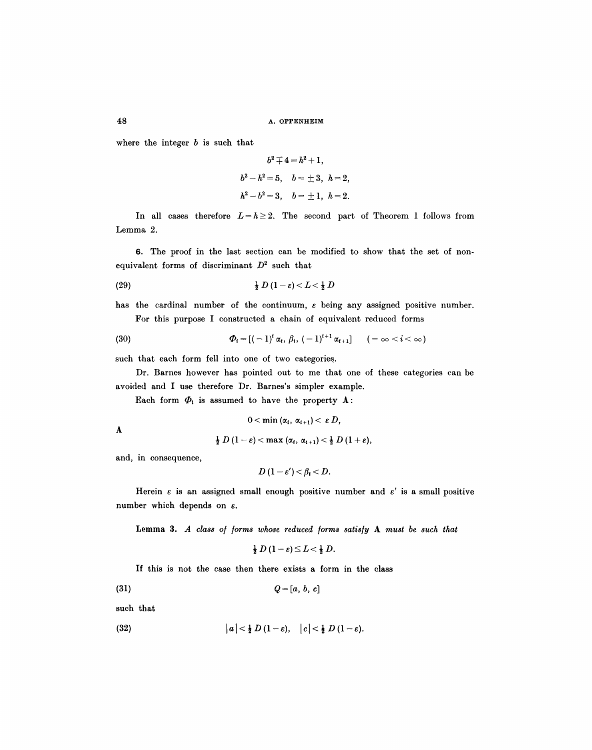where the integer $b$ is such that

$$b^2 \mp 4 = h^2 + 1,$$

$$b^2 - h^2 = 5, \quad b = \pm 3, \quad h = 2,$$

$$h^2 - b^2 = 3, \quad b = \pm 1, \quad h = 2.$$

In all cases therefore $L = h \geq 2$. The second part of Theorem 1 follows from Lemma 2.

**6.** The proof in the last section can be modified to show that the set of non-equivalent forms of discriminant $D^2$ such that

$$\tfrac{1}{2} D (1 - \varepsilon) < L < \tfrac{1}{2} D \tag{29}$$

has the cardinal number of the continuum, $\varepsilon$ being any assigned positive number.

For this purpose I constructed a chain of equivalent reduced forms

$$\Phi_i = [(-1)^i \alpha_i, \beta_i, (-1)^{i+1} \alpha_{i+1}] \qquad (-\infty < i < \infty) \tag{30}$$

such that each form fell into one of two categories.

Dr. Barnes however has pointed out to me that one of these categories can be avoided and I use therefore Dr. Barnes's simpler example.

Each form $\Phi_i$ is assumed to have the property **A**:

$$\textbf{A} \qquad \begin{aligned} &0 < \min (\alpha_i, \alpha_{i+1}) < \varepsilon D, \\ &\tfrac{1}{2} D (1 - \varepsilon) < \max (\alpha_i, \alpha_{i+1}) < \tfrac{1}{2} D (1 + \varepsilon), \end{aligned}$$

and, in consequence,

$$D (1 - \varepsilon') < \beta_i < D.$$

Herein $\varepsilon$ is an assigned small enough positive number and $\varepsilon'$ is a small positive number which depends on $\varepsilon$.

**Lemma 3.** *A class of forms whose reduced forms satisfy* **A** *must be such that*

$$\tfrac{1}{2} D (1 - \varepsilon) \leq L < \tfrac{1}{2} D.$$

If this is not the case then there exists a form in the class

$$Q = [a, b, c] \tag{31}$$

such that

$$|a| < \tfrac{1}{2} D (1 - \varepsilon), \quad |c| < \tfrac{1}{2} D (1 - \varepsilon). \tag{32}$$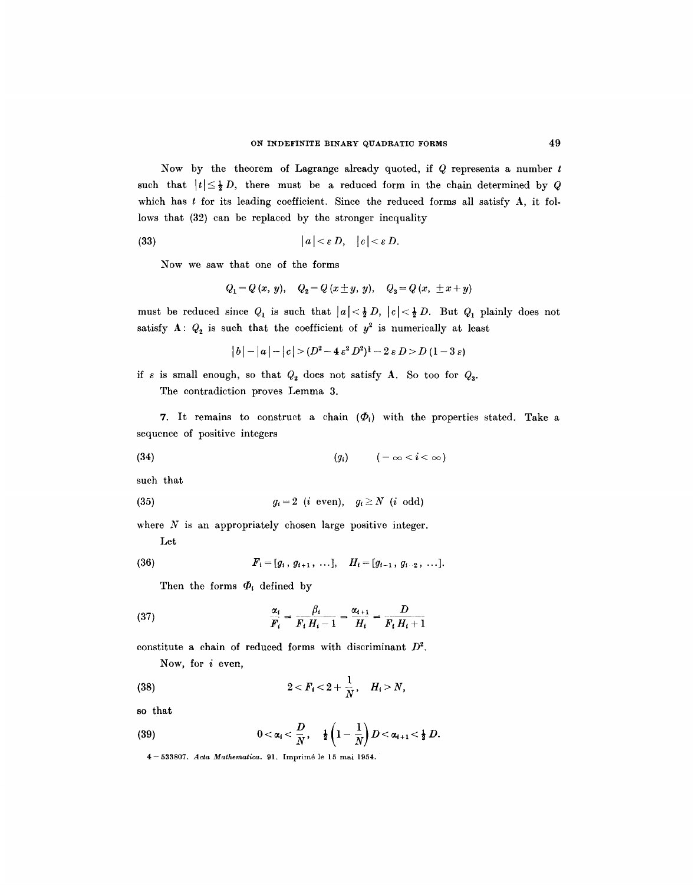Now by the theorem of Lagrange already quoted, if $Q$ represents a number $t$ such that $|t| \le \frac{1}{2} D$, there must be a reduced form in the chain determined by $Q$ which has $t$ for its leading coefficient. Since the reduced forms all satisfy **A**, it follows that (32) can be replaced by the stronger inequality

$$|a| < \varepsilon D, \quad |c| < \varepsilon D. \tag{33}$$

Now we saw that one of the forms

$$Q_1 = Q(x, y), \quad Q_2 = Q(x \pm y, y), \quad Q_3 = Q(x, \pm x + y)$$

must be reduced since $Q_1$ is such that $|a| < \frac{1}{2} D$, $|c| < \frac{1}{2} D$. But $Q_1$ plainly does not satisfy **A**: $Q_2$ is such that the coefficient of $y^2$ is numerically at least

$$|b| - |a| - |c| > (D^2 - 4\varepsilon^2 D^2)^{\frac{1}{2}} - 2\varepsilon D > D(1 - 3\varepsilon)$$

if $\varepsilon$ is small enough, so that $Q_2$ does not satisfy **A**. So too for $Q_3$.

The contradiction proves Lemma 3.

**7.** It remains to construct a chain $(\Phi_i)$ with the properties stated. Take a sequence of positive integers

$$(g_i) \qquad (-\infty < i < \infty) \tag{34}$$

such that

$$g_i = 2 \ (i \text{ even}), \quad g_i \ge N \ (i \text{ odd}) \tag{35}$$

where $N$ is an appropriately chosen large positive integer.

Let

$$F_i = [g_i, g_{i+1}, \ldots], \quad H_i = [g_{i-1}, g_{i-2}, \ldots]. \tag{36}$$

Then the forms $\Phi_i$ defined by

$$\frac{\alpha_i}{F_i} = \frac{\beta_i}{F_i H_i - 1} = \frac{\alpha_{i+1}}{H_i} = \frac{D}{F_i H_i + 1} \tag{37}$$

constitute a chain of reduced forms with discriminant $D^2$.

Now, for $i$ even,

$$2 < F_i < 2 + \frac{1}{N}, \quad H_i > N, \tag{38}$$

so that

$$0 < \alpha_i < \frac{D}{N}, \quad \frac{1}{2}\left(1 - \frac{1}{N}\right) D < \alpha_{i+1} < \frac{1}{2} D. \tag{39}$$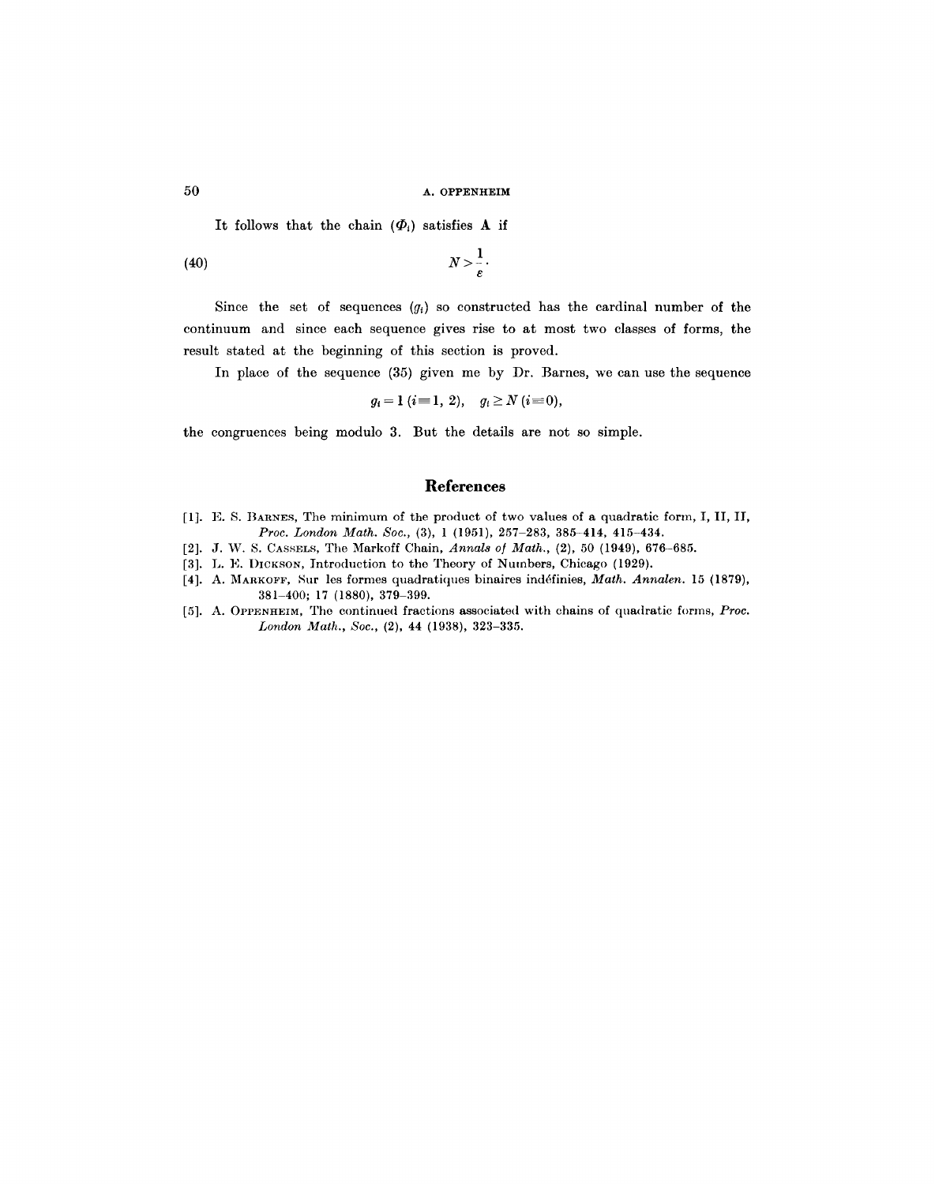It follows that the chain $(\Phi_i)$ satisfies **A** if

$$N > \frac{1}{\varepsilon}. \tag{40}$$

Since the set of sequences $(g_i)$ so constructed has the cardinal number of the continuum and since each sequence gives rise to at most two classes of forms, the result stated at the beginning of this section is proved.

In place of the sequence (35) given me by Dr. Barnes, we can use the sequence

$$g_i = 1 \ (i \equiv 1,\ 2), \quad g_i \geq N \ (i \equiv 0),$$

the congruences being modulo 3. But the details are not so simple.

## References

[1]. E. S. Barnes, The minimum of the product of two values of a quadratic form, I, II, II, *Proc. London Math. Soc.*, (3), 1 (1951), 257–283, 385–414, 415–434.

[2]. J. W. S. Cassels, The Markoff Chain, *Annals of Math.*, (2), 50 (1949), 676–685.

[3]. L. E. Dickson, Introduction to the Theory of Numbers, Chicago (1929).

[4]. A. Markoff, Sur les formes quadratiques binaires indéfinies, *Math. Annalen.* 15 (1879), 381–400; 17 (1880), 379–399.

[5]. A. Oppenheim, The continued fractions associated with chains of quadratic forms, *Proc. London Math., Soc.*, (2), 44 (1938), 323–335.